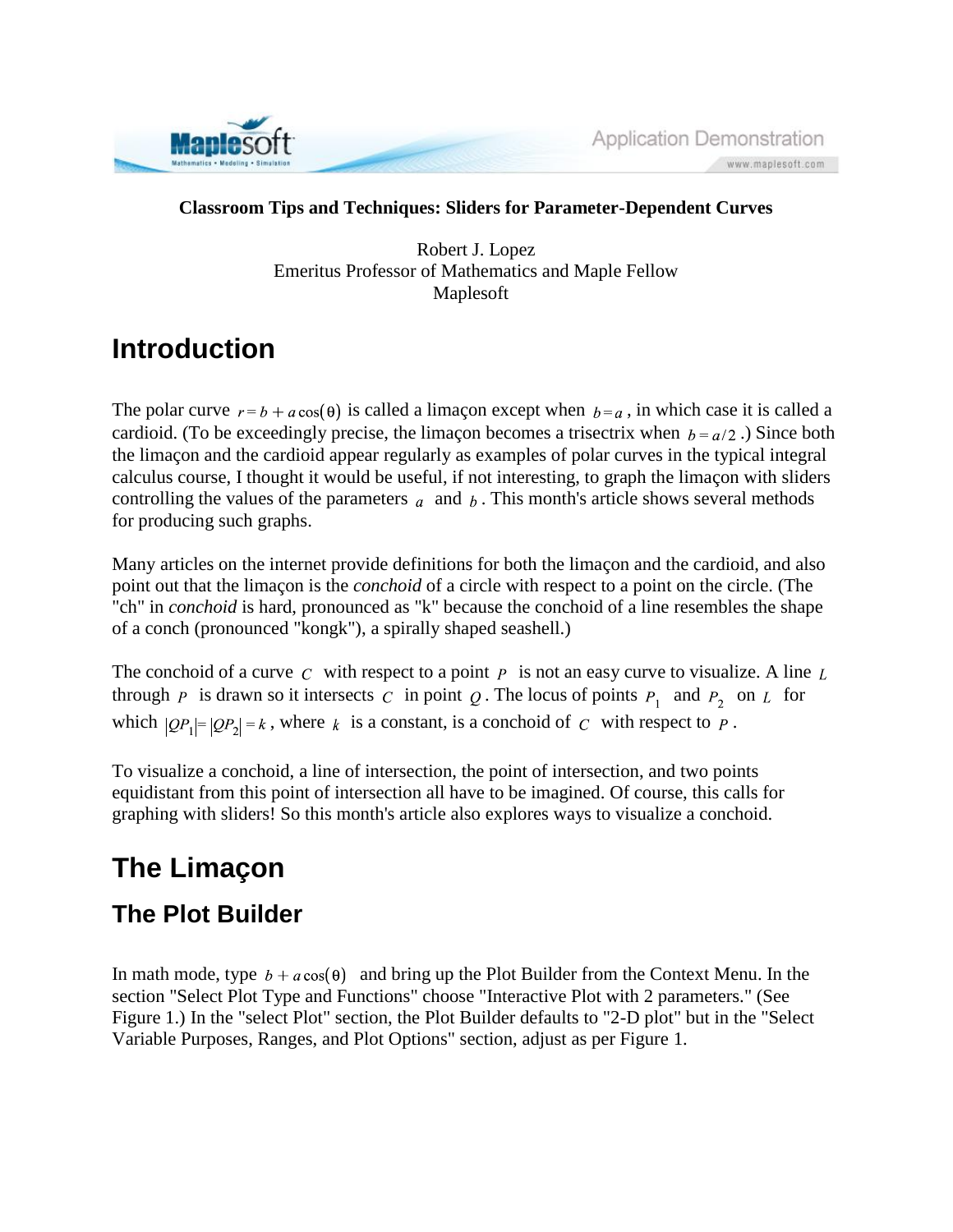**Classroom Tips and Techniques: Sliders for Parameter-Dependent Curves**

Robert J. Lopez
Emeritus Professor of Mathematics and Maple Fellow
Maplesoft

# Introduction

The polar curve $r = b + a\cos(\theta)$ is called a limaçon except when $b = a$, in which case it is called a cardioid. (To be exceedingly precise, the limaçon becomes a trisectrix when $b = a/2$.) Since both the limaçon and the cardioid appear regularly as examples of polar curves in the typical integral calculus course, I thought it would be useful, if not interesting, to graph the limaçon with sliders controlling the values of the parameters $a$ and $b$. This month's article shows several methods for producing such graphs.

Many articles on the internet provide definitions for both the limaçon and the cardioid, and also point out that the limaçon is the *conchoid* of a circle with respect to a point on the circle. (The "ch" in *conchoid* is hard, pronounced as "k" because the conchoid of a line resembles the shape of a conch (pronounced "kongk"), a spirally shaped seashell.)

The conchoid of a curve $C$ with respect to a point $P$ is not an easy curve to visualize. A line $L$ through $P$ is drawn so it intersects $C$ in point $Q$. The locus of points $P_1$ and $P_2$ on $L$ for which $|QP_1| = |QP_2| = k$, where $k$ is a constant, is a conchoid of $C$ with respect to $P$.

To visualize a conchoid, a line of intersection, the point of intersection, and two points equidistant from this point of intersection all have to be imagined. Of course, this calls for graphing with sliders! So this month's article also explores ways to visualize a conchoid.

# The Limaçon

## The Plot Builder

In math mode, type $b + a\cos(\theta)$ and bring up the Plot Builder from the Context Menu. In the section "Select Plot Type and Functions" choose "Interactive Plot with 2 parameters." (See Figure 1.) In the "select Plot" section, the Plot Builder defaults to "2-D plot" but in the "Select Variable Purposes, Ranges, and Plot Options" section, adjust as per Figure 1.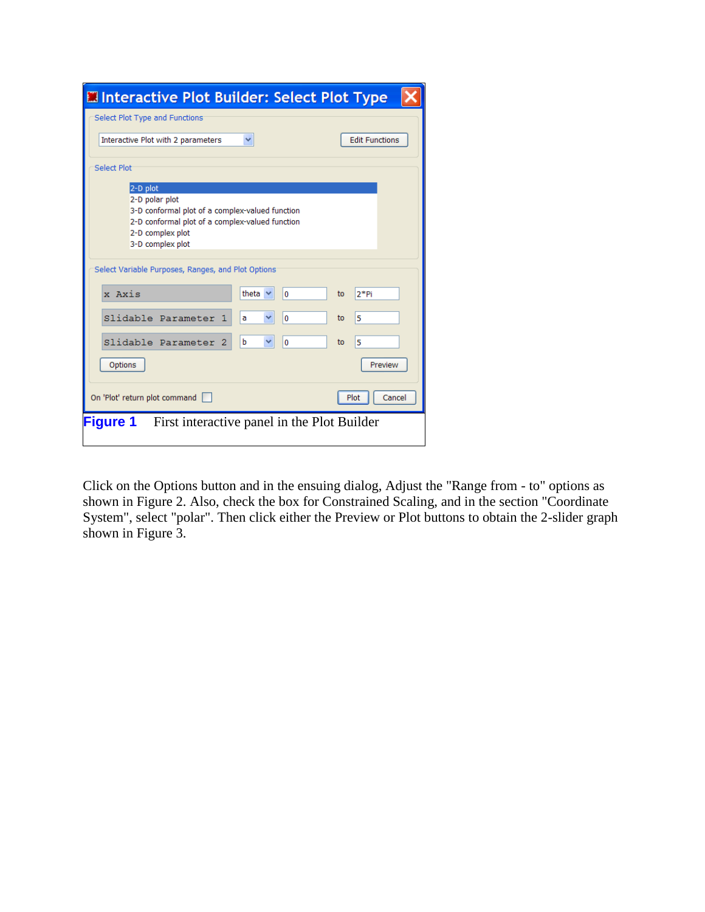**Figure 1** First interactive panel in the Plot Builder

Click on the Options button and in the ensuing dialog, Adjust the "Range from - to" options as shown in Figure 2. Also, check the box for Constrained Scaling, and in the section "Coordinate System", select "polar". Then click either the Preview or Plot buttons to obtain the 2-slider graph shown in Figure 3.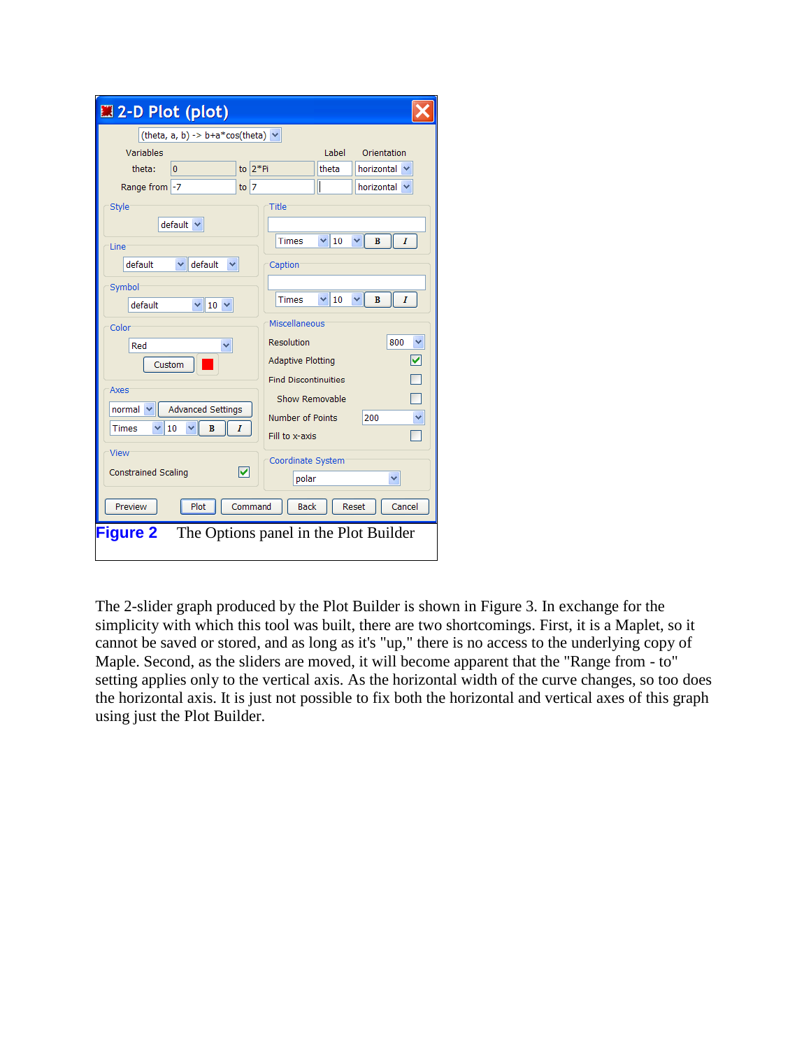**Figure 2** The Options panel in the Plot Builder

The 2-slider graph produced by the Plot Builder is shown in Figure 3. In exchange for the simplicity with which this tool was built, there are two shortcomings. First, it is a Maplet, so it cannot be saved or stored, and as long as it's "up," there is no access to the underlying copy of Maple. Second, as the sliders are moved, it will become apparent that the "Range from - to" setting applies only to the vertical axis. As the horizontal width of the curve changes, so too does the horizontal axis. It is just not possible to fix both the horizontal and vertical axes of this graph using just the Plot Builder.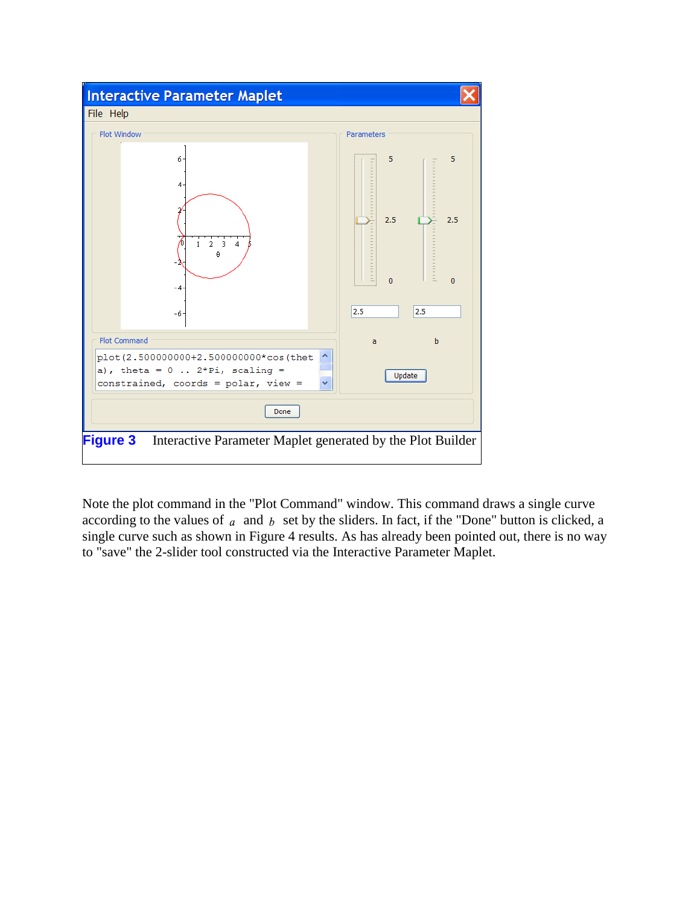**Figure 3** Interactive Parameter Maplet generated by the Plot Builder

Note the plot command in the "Plot Command" window. This command draws a single curve according to the values of $a$ and $b$ set by the sliders. In fact, if the "Done" button is clicked, a single curve such as shown in Figure 4 results. As has already been pointed out, there is no way to "save" the 2-slider tool constructed via the Interactive Parameter Maplet.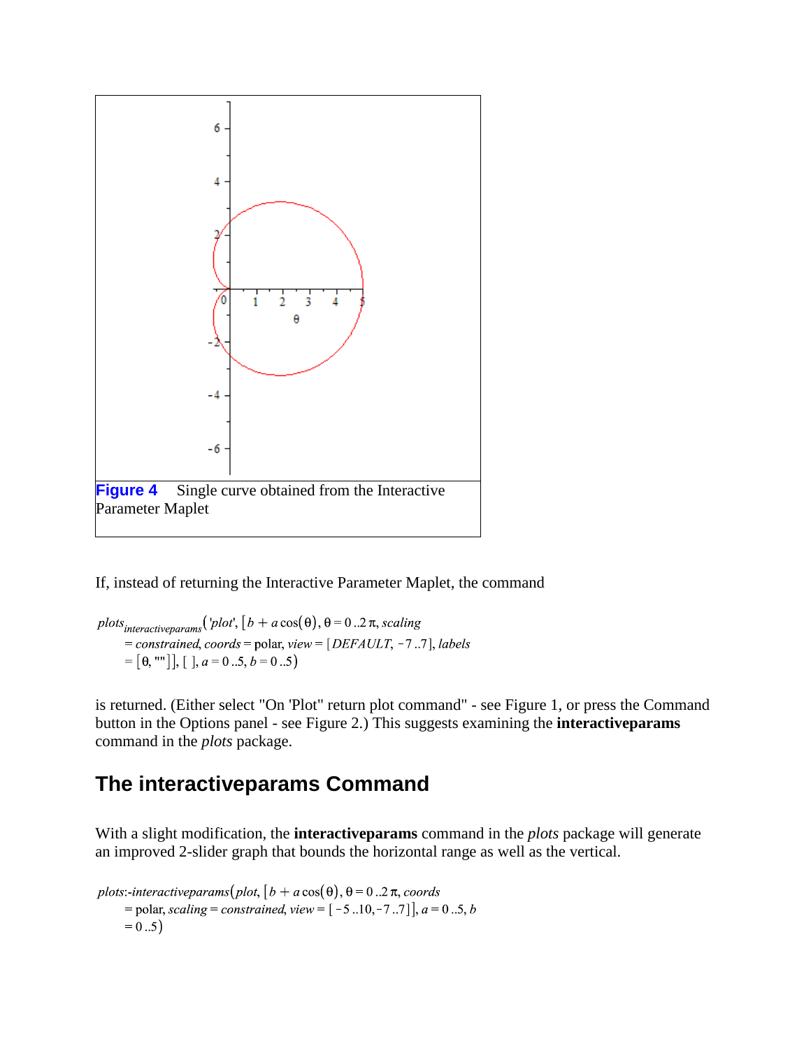**Figure 4** Single curve obtained from the Interactive Parameter Maplet

If, instead of returning the Interactive Parameter Maplet, the command

$$plots_{interactiveparams}\left('plot', \left[b + a\cos(\theta), \theta = 0..2\pi, scaling = constrained, coords = \text{polar}, view = [DEFAULT, -7..7], labels = [\theta, ""]\right], [\ ], a = 0..5, b = 0..5\right)$$

is returned. (Either select "On 'Plot" return plot command" - see Figure 1, or press the Command button in the Options panel - see Figure 2.) This suggests examining the **interactiveparams** command in the *plots* package.

## The interactiveparams Command

With a slight modification, the **interactiveparams** command in the *plots* package will generate an improved 2-slider graph that bounds the horizontal range as well as the vertical.

$$plots\text{:-}interactiveparams\left(plot, \left[b + a\cos(\theta), \theta = 0..2\pi, coords = \text{polar}, scaling = constrained, view = [-5..10, -7..7]\right], a = 0..5, b = 0..5\right)$$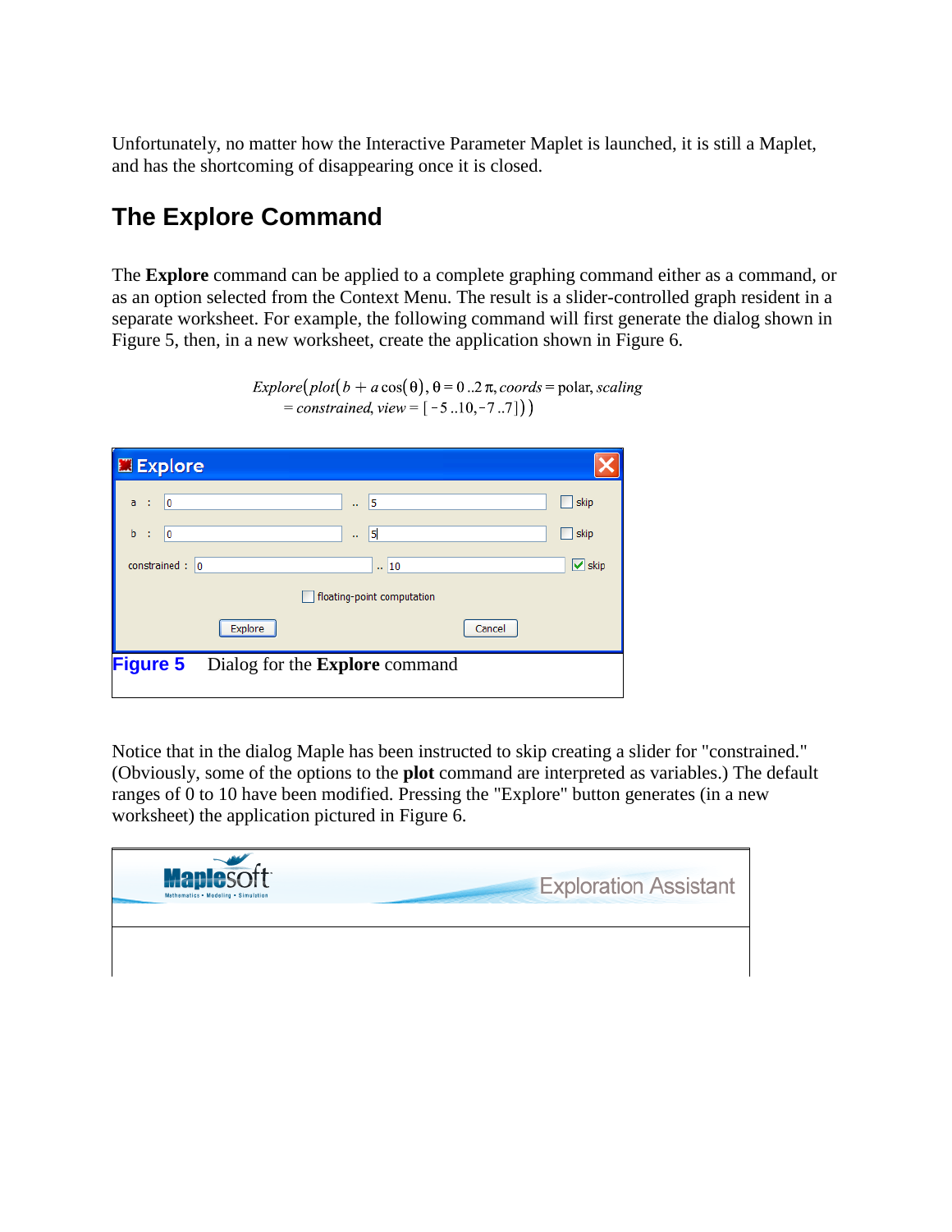Unfortunately, no matter how the Interactive Parameter Maplet is launched, it is still a Maplet, and has the shortcoming of disappearing once it is closed.

## The Explore Command

The **Explore** command can be applied to a complete graphing command either as a command, or as an option selected from the Context Menu. The result is a slider-controlled graph resident in a separate worksheet. For example, the following command will first generate the dialog shown in Figure 5, then, in a new worksheet, create the application shown in Figure 6.

$$Explore\left(plot\left(b + a\cos(\theta), \theta = 0..2\pi, coords = \text{polar}, scaling = constrained, view = [-5..10, -7..7]\right)\right)$$

**Figure 5** Dialog for the **Explore** command

Notice that in the dialog Maple has been instructed to skip creating a slider for "constrained." (Obviously, some of the options to the **plot** command are interpreted as variables.) The default ranges of 0 to 10 have been modified. Pressing the "Explore" button generates (in a new worksheet) the application pictured in Figure 6.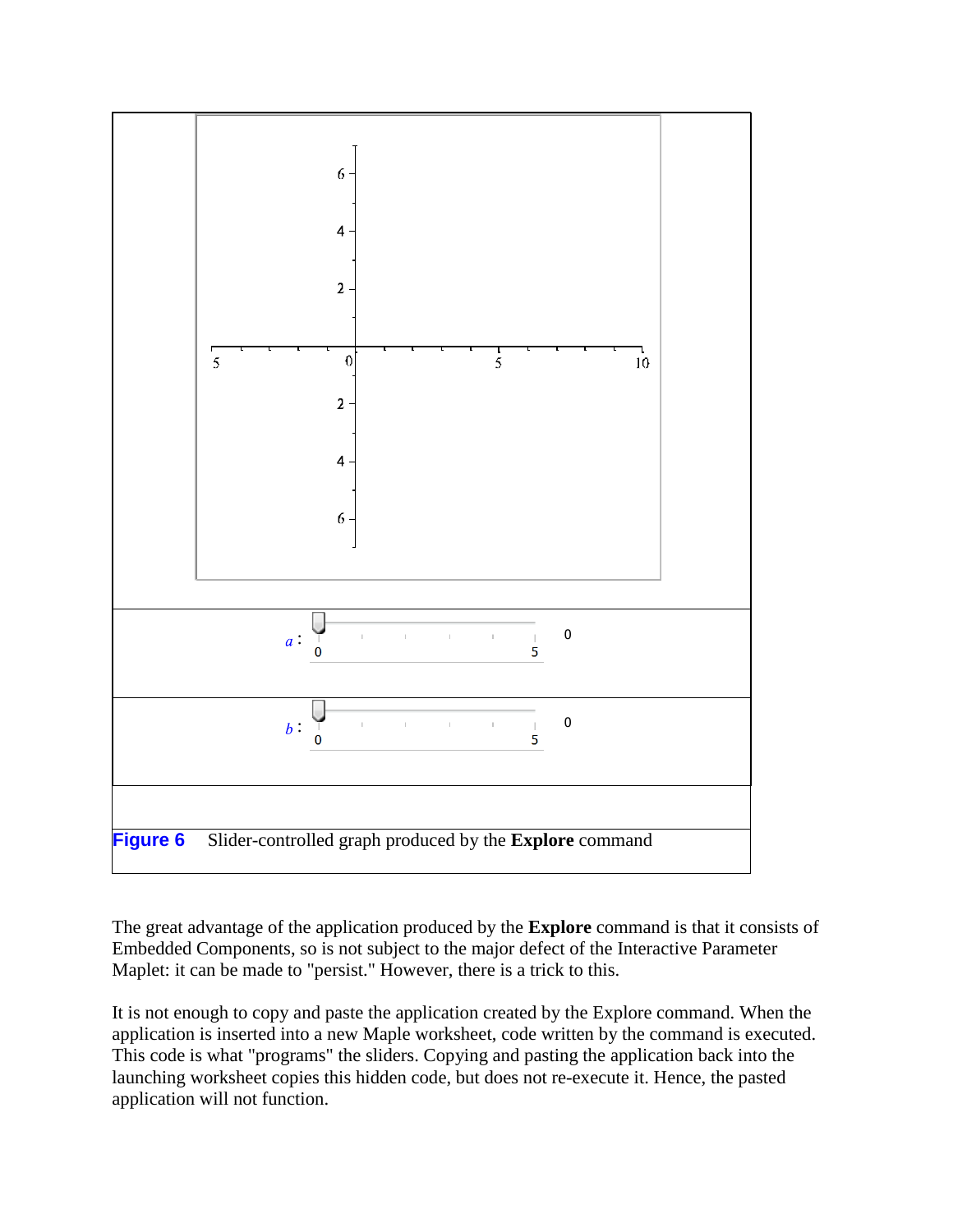Figure 6 Slider-controlled graph produced by the **Explore** command

The great advantage of the application produced by the **Explore** command is that it consists of Embedded Components, so is not subject to the major defect of the Interactive Parameter Maplet: it can be made to "persist." However, there is a trick to this.

It is not enough to copy and paste the application created by the Explore command. When the application is inserted into a new Maple worksheet, code written by the command is executed. This code is what "programs" the sliders. Copying and pasting the application back into the launching worksheet copies this hidden code, but does not re-execute it. Hence, the pasted application will not function.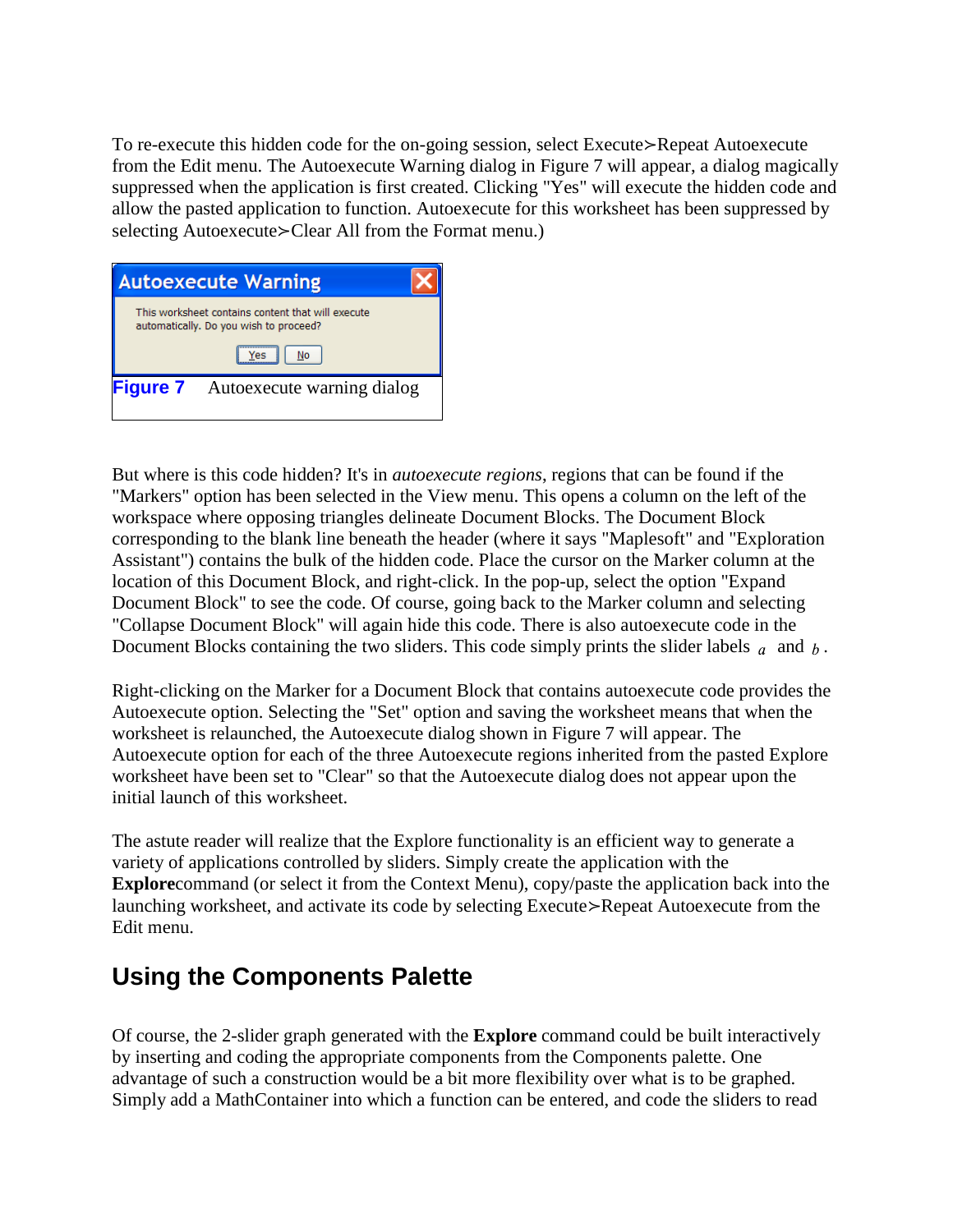To re-execute this hidden code for the on-going session, select Execute≻Repeat Autoexecute from the Edit menu. The Autoexecute Warning dialog in Figure 7 will appear, a dialog magically suppressed when the application is first created. Clicking "Yes" will execute the hidden code and allow the pasted application to function. Autoexecute for this worksheet has been suppressed by selecting Autoexecute≻Clear All from the Format menu.)

**Figure 7** Autoexecute warning dialog

But where is this code hidden? It's in *autoexecute regions*, regions that can be found if the "Markers" option has been selected in the View menu. This opens a column on the left of the workspace where opposing triangles delineate Document Blocks. The Document Block corresponding to the blank line beneath the header (where it says "Maplesoft" and "Exploration Assistant") contains the bulk of the hidden code. Place the cursor on the Marker column at the location of this Document Block, and right-click. In the pop-up, select the option "Expand Document Block" to see the code. Of course, going back to the Marker column and selecting "Collapse Document Block" will again hide this code. There is also autoexecute code in the Document Blocks containing the two sliders. This code simply prints the slider labels $a$ and $b$.

Right-clicking on the Marker for a Document Block that contains autoexecute code provides the Autoexecute option. Selecting the "Set" option and saving the worksheet means that when the worksheet is relaunched, the Autoexecute dialog shown in Figure 7 will appear. The Autoexecute option for each of the three Autoexecute regions inherited from the pasted Explore worksheet have been set to "Clear" so that the Autoexecute dialog does not appear upon the initial launch of this worksheet.

The astute reader will realize that the Explore functionality is an efficient way to generate a variety of applications controlled by sliders. Simply create the application with the **Explore**command (or select it from the Context Menu), copy/paste the application back into the launching worksheet, and activate its code by selecting Execute≻Repeat Autoexecute from the Edit menu.

## Using the Components Palette

Of course, the 2-slider graph generated with the **Explore** command could be built interactively by inserting and coding the appropriate components from the Components palette. One advantage of such a construction would be a bit more flexibility over what is to be graphed. Simply add a MathContainer into which a function can be entered, and code the sliders to read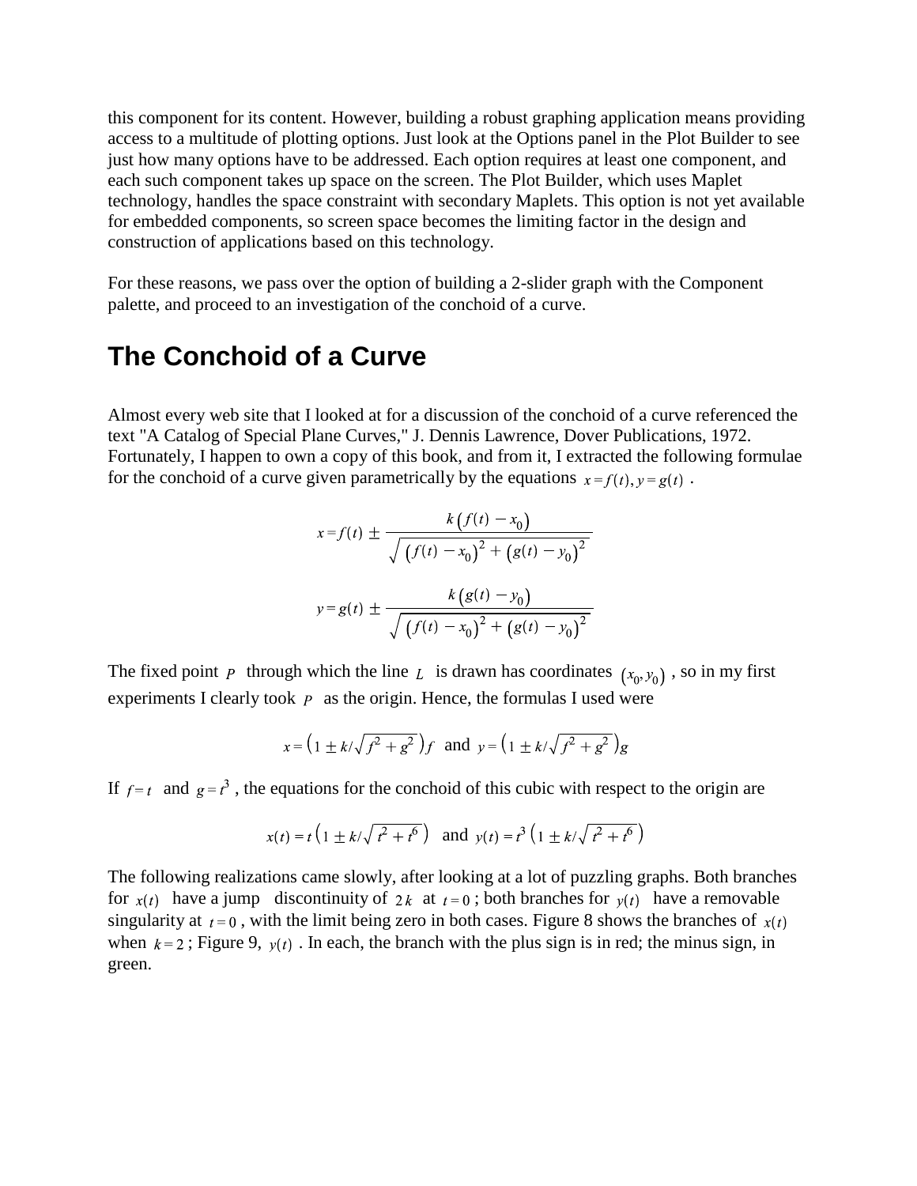this component for its content. However, building a robust graphing application means providing access to a multitude of plotting options. Just look at the Options panel in the Plot Builder to see just how many options have to be addressed. Each option requires at least one component, and each such component takes up space on the screen. The Plot Builder, which uses Maplet technology, handles the space constraint with secondary Maplets. This option is not yet available for embedded components, so screen space becomes the limiting factor in the design and construction of applications based on this technology.

For these reasons, we pass over the option of building a 2-slider graph with the Component palette, and proceed to an investigation of the conchoid of a curve.

## The Conchoid of a Curve

Almost every web site that I looked at for a discussion of the conchoid of a curve referenced the text "A Catalog of Special Plane Curves," J. Dennis Lawrence, Dover Publications, 1972. Fortunately, I happen to own a copy of this book, and from it, I extracted the following formulae for the conchoid of a curve given parametrically by the equations $x = f(t), y = g(t)$ .

$$x = f(t) \pm \frac{k\left(f(t) - x_0\right)}{\sqrt{\left(f(t) - x_0\right)^2 + \left(g(t) - y_0\right)^2}}$$

$$y = g(t) \pm \frac{k\left(g(t) - y_0\right)}{\sqrt{\left(f(t) - x_0\right)^2 + \left(g(t) - y_0\right)^2}}$$

The fixed point $P$ through which the line $L$ is drawn has coordinates $(x_0, y_0)$ , so in my first experiments I clearly took $P$ as the origin. Hence, the formulas I used were

$$x = \left(1 \pm k/\sqrt{f^2 + g^2}\right)f \text{ and } y = \left(1 \pm k/\sqrt{f^2 + g^2}\right)g$$

If $f = t$ and $g = t^3$ , the equations for the conchoid of this cubic with respect to the origin are

$$x(t) = t\left(1 \pm k/\sqrt{t^2 + t^6}\right) \text{ and } y(t) = t^3\left(1 \pm k/\sqrt{t^2 + t^6}\right)$$

The following realizations came slowly, after looking at a lot of puzzling graphs. Both branches for $x(t)$ have a jump discontinuity of $2k$ at $t = 0$ ; both branches for $y(t)$ have a removable singularity at $t = 0$ , with the limit being zero in both cases. Figure 8 shows the branches of $x(t)$ when $k = 2$ ; Figure 9, $y(t)$ . In each, the branch with the plus sign is in red; the minus sign, in green.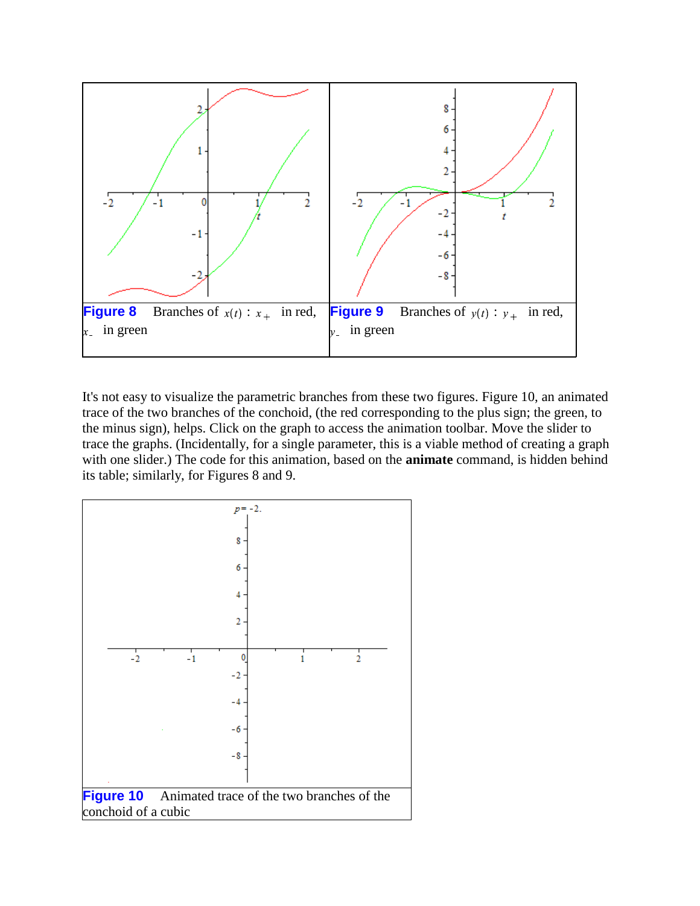**Figure 8** Branches of $x(t)$ : $x_+$ in red, $x_-$ in green

**Figure 9** Branches of $y(t)$ : $y_+$ in red, $y_-$ in green

It's not easy to visualize the parametric branches from these two figures. Figure 10, an animated trace of the two branches of the conchoid, (the red corresponding to the plus sign; the green, to the minus sign), helps. Click on the graph to access the animation toolbar. Move the slider to trace the graphs. (Incidentally, for a single parameter, this is a viable method of creating a graph with one slider.) The code for this animation, based on the **animate** command, is hidden behind its table; similarly, for Figures 8 and 9.

**Figure 10** Animated trace of the two branches of the conchoid of a cubic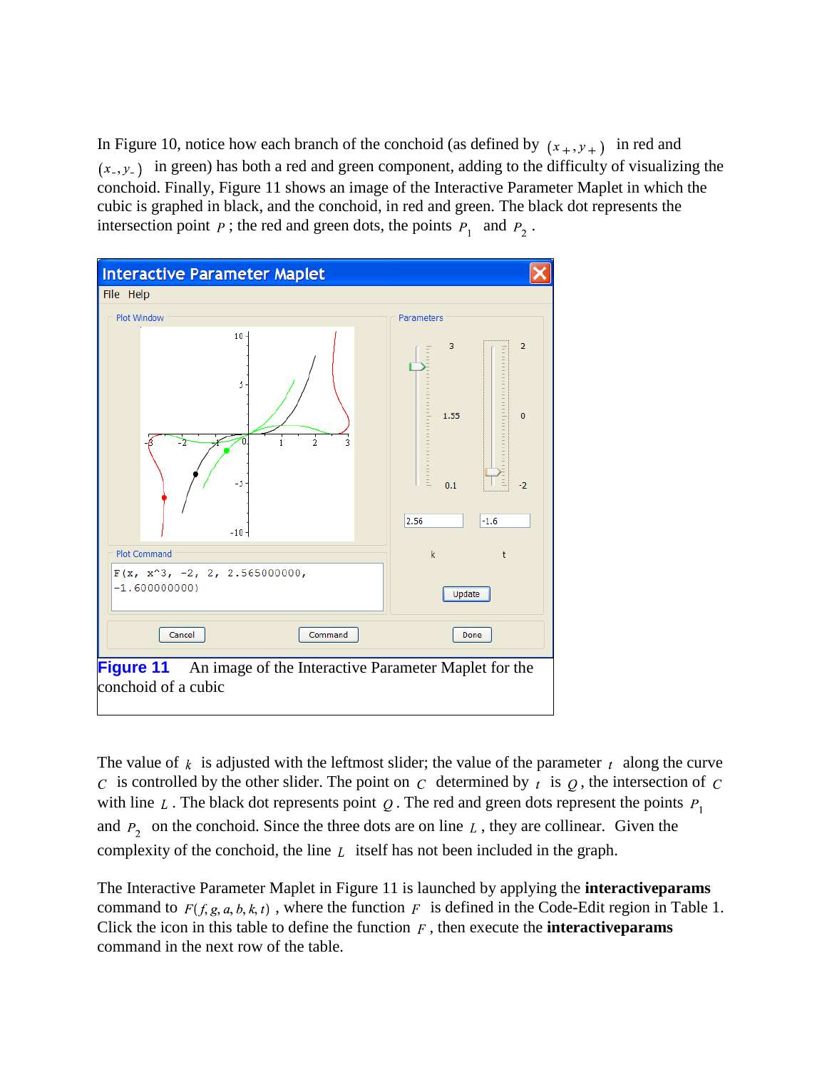In Figure 10, notice how each branch of the conchoid (as defined by $(x_+, y_+)$ in red and $(x_-, y_-)$ in green) has both a red and green component, adding to the difficulty of visualizing the conchoid. Finally, Figure 11 shows an image of the Interactive Parameter Maplet in which the cubic is graphed in black, and the conchoid, in red and green. The black dot represents the intersection point $P$; the red and green dots, the points $P_1$ and $P_2$.

**Figure 11** An image of the Interactive Parameter Maplet for the conchoid of a cubic

The value of $k$ is adjusted with the leftmost slider; the value of the parameter $t$ along the curve $C$ is controlled by the other slider. The point on $C$ determined by $t$ is $Q$, the intersection of $C$ with line $L$. The black dot represents point $Q$. The red and green dots represent the points $P_1$ and $P_2$ on the conchoid. Since the three dots are on line $L$, they are collinear. Given the complexity of the conchoid, the line $L$ itself has not been included in the graph.

The Interactive Parameter Maplet in Figure 11 is launched by applying the **interactiveparams** command to $F(f, g, a, b, k, t)$, where the function $F$ is defined in the Code-Edit region in Table 1. Click the icon in this table to define the function $F$, then execute the **interactiveparams** command in the next row of the table.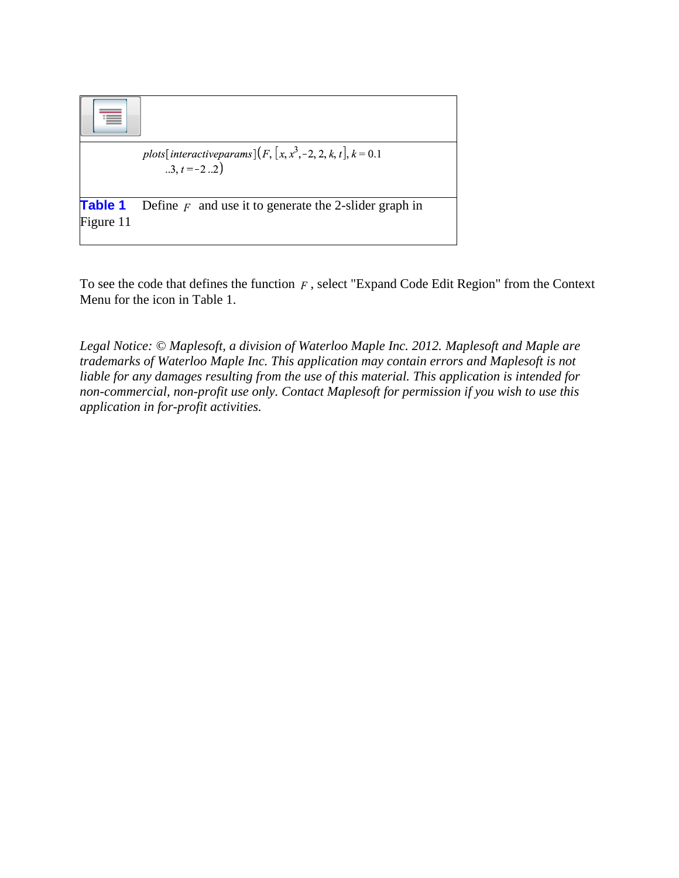$plots[interactiveparams]\left(F, \left[x, x^3, -2, 2, k, t\right], k = 0.1 ..3, t = -2 ..2\right)$

**Table 1** Define $F$ and use it to generate the 2-slider graph in Figure 11

To see the code that defines the function $F$, select "Expand Code Edit Region" from the Context Menu for the icon in Table 1.

*Legal Notice: © Maplesoft, a division of Waterloo Maple Inc. 2012. Maplesoft and Maple are trademarks of Waterloo Maple Inc. This application may contain errors and Maplesoft is not liable for any damages resulting from the use of this material. This application is intended for non-commercial, non-profit use only. Contact Maplesoft for permission if you wish to use this application in for-profit activities.*